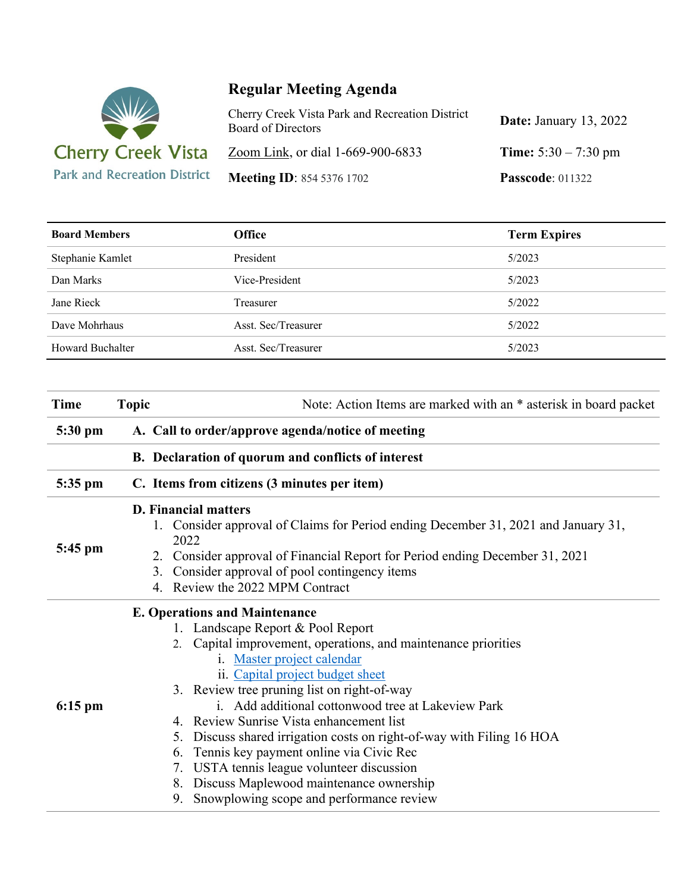Cherry Creek Vista
Park and Recreation District

# Regular Meeting Agenda

Cherry Creek Vista Park and Recreation District Board of Directors

**Date:** January 13, 2022

Zoom Link, or dial 1-669-900-6833

**Time:** 5:30 – 7:30 pm

**Meeting ID**: 854 5376 1702

**Passcode**: 011322

| Board Members | Office | Term Expires |
|---|---|---|
| Stephanie Kamlet | President | 5/2023 |
| Dan Marks | Vice-President | 5/2023 |
| Jane Rieck | Treasurer | 5/2022 |
| Dave Mohrhaus | Asst. Sec/Treasurer | 5/2022 |
| Howard Buchalter | Asst. Sec/Treasurer | 5/2023 |

| Time | Topic — Note: Action Items are marked with an * asterisk in board packet |
|---|---|
| **5:30 pm** | **A. Call to order/approve agenda/notice of meeting** |
| | **B. Declaration of quorum and conflicts of interest** |
| **5:35 pm** | **C. Items from citizens (3 minutes per item)** |
| **5:45 pm** | **D. Financial matters**<br>1. Consider approval of Claims for Period ending December 31, 2021 and January 31, 2022<br>2. Consider approval of Financial Report for Period ending December 31, 2021<br>3. Consider approval of pool contingency items<br>4. Review the 2022 MPM Contract |
| **6:15 pm** | **E. Operations and Maintenance**<br>1. Landscape Report & Pool Report<br>2. Capital improvement, operations, and maintenance priorities<br>i. Master project calendar<br>ii. Capital project budget sheet<br>3. Review tree pruning list on right-of-way<br>i. Add additional cottonwood tree at Lakeview Park<br>4. Review Sunrise Vista enhancement list<br>5. Discuss shared irrigation costs on right-of-way with Filing 16 HOA<br>6. Tennis key payment online via Civic Rec<br>7. USTA tennis league volunteer discussion<br>8. Discuss Maplewood maintenance ownership<br>9. Snowplowing scope and performance review |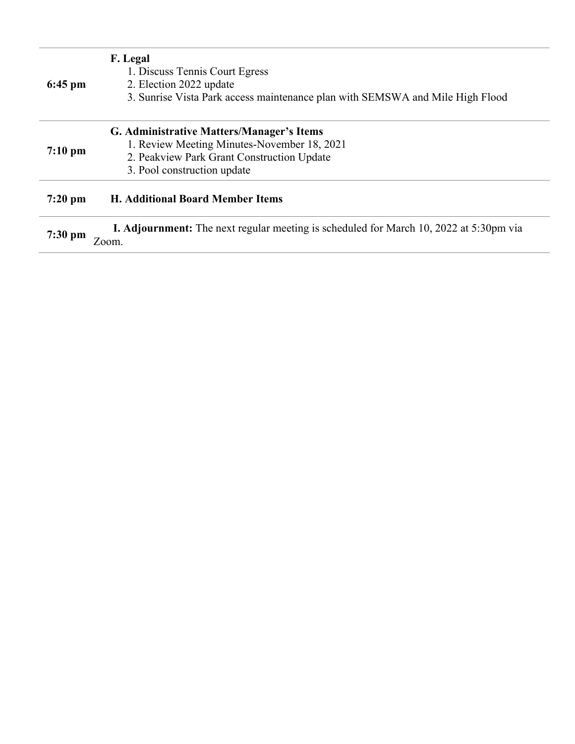| | |
|---|---|
| **6:45 pm** | **F. Legal**<br>1. Discuss Tennis Court Egress<br>2. Election 2022 update<br>3. Sunrise Vista Park access maintenance plan with SEMSWA and Mile High Flood |
| **7:10 pm** | **G. Administrative Matters/Manager's Items**<br>1. Review Meeting Minutes-November 18, 2021<br>2. Peakview Park Grant Construction Update<br>3. Pool construction update |
| **7:20 pm** | **H. Additional Board Member Items** |
| **7:30 pm** | **I. Adjournment:** The next regular meeting is scheduled for March 10, 2022 at 5:30pm via Zoom. |